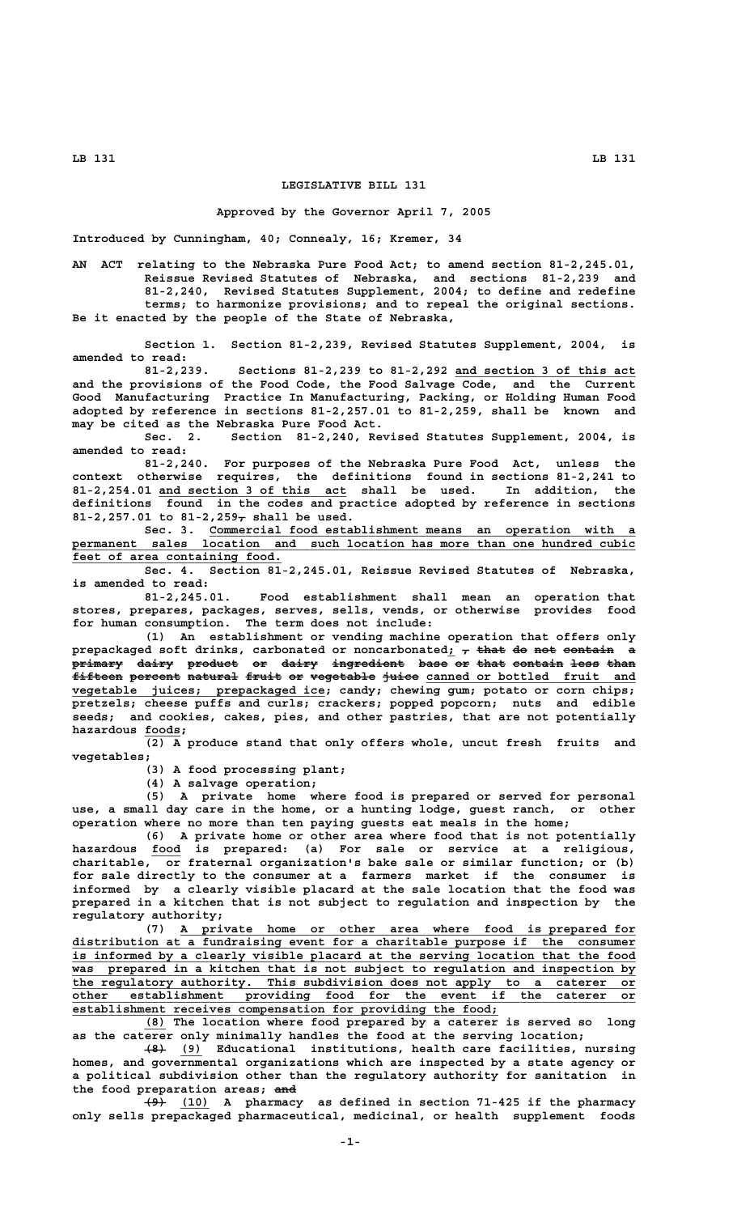# LEGISLATIVE BILL 131

**Approved by the Governor April 7, 2005**

Introduced by Cunningham, 40; Connealy, 16; Kremer, 34

AN ACT relating to the Nebraska Pure Food Act; to amend section 81-2,245.01, Reissue Revised Statutes of Nebraska, and sections 81-2,239 and 81-2,240, Revised Statutes Supplement, 2004; to define and redefine terms; to harmonize provisions; and to repeal the original sections.

Be it enacted by the people of the State of Nebraska,

Section 1. Section 81-2,239, Revised Statutes Supplement, 2004, is amended to read:

81-2,239. Sections 81-2,239 to 81-2,292 and section 3 of this act and the provisions of the Food Code, the Food Salvage Code, and the Current Good Manufacturing Practice In Manufacturing, Packing, or Holding Human Food adopted by reference in sections 81-2,257.01 to 81-2,259, shall be known and may be cited as the Nebraska Pure Food Act.

Sec. 2. Section 81-2,240, Revised Statutes Supplement, 2004, is amended to read:

81-2,240. For purposes of the Nebraska Pure Food Act, unless the context otherwise requires, the definitions found in sections 81-2,241 to 81-2,254.01 and section 3 of this act shall be used. In addition, the definitions found in the codes and practice adopted by reference in sections 81-2,257.01 to 81-2,259, shall be used.

Sec. 3. Commercial food establishment means an operation with a permanent sales location and such location has more than one hundred cubic feet of area containing food.

Sec. 4. Section 81-2,245.01, Reissue Revised Statutes of Nebraska, is amended to read:

81-2,245.01. Food establishment shall mean an operation that stores, prepares, packages, serves, sells, vends, or otherwise provides food for human consumption. The term does not include:

(1) An establishment or vending machine operation that offers only prepackaged soft drinks, carbonated or noncarbonated; , that do not contain a primary dairy product or dairy ingredient base or that contain less than fifteen percent natural fruit or vegetable juice canned or bottled fruit and vegetable juices; prepackaged ice; candy; chewing gum; potato or corn chips; pretzels; cheese puffs and curls; crackers; popped popcorn; nuts and edible seeds; and cookies, cakes, pies, and other pastries, that are not potentially hazardous foods;

(2) A produce stand that only offers whole, uncut fresh fruits and vegetables;

(3) A food processing plant;

(4) A salvage operation;

(5) A private home where food is prepared or served for personal use, a small day care in the home, or a hunting lodge, guest ranch, or other operation where no more than ten paying guests eat meals in the home;

(6) A private home or other area where food that is not potentially hazardous food is prepared: (a) For sale or service at a religious, charitable, or fraternal organization's bake sale or similar function; or (b) for sale directly to the consumer at a farmers market if the consumer is informed by a clearly visible placard at the sale location that the food was prepared in a kitchen that is not subject to regulation and inspection by the regulatory authority;

(7) A private home or other area where food is prepared for distribution at a fundraising event for a charitable purpose if the consumer is informed by a clearly visible placard at the serving location that the food was prepared in a kitchen that is not subject to regulation and inspection by the regulatory authority. This subdivision does not apply to a caterer or other establishment providing food for the event if the caterer or establishment receives compensation for providing the food;

(8) The location where food prepared by a caterer is served so long as the caterer only minimally handles the food at the serving location;

(8) (9) Educational institutions, health care facilities, nursing homes, and governmental organizations which are inspected by a state agency or a political subdivision other than the regulatory authority for sanitation in the food preparation areas; and

(9) (10) A pharmacy as defined in section 71-425 if the pharmacy only sells prepackaged pharmaceutical, medicinal, or health supplement foods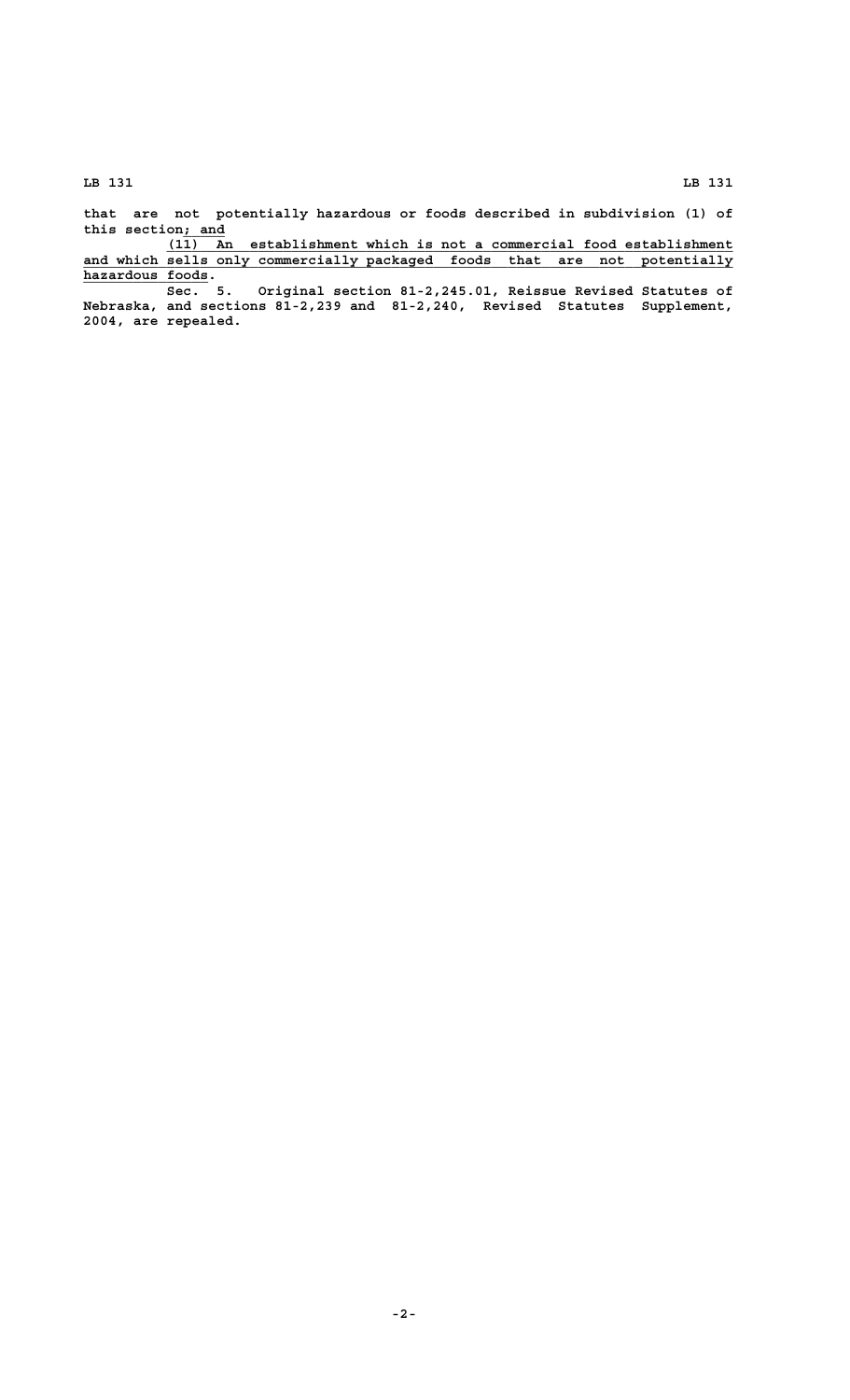that are not potentially hazardous or foods described in subdivision (1) of this section; and

(11) An establishment which is not a commercial food establishment and which sells only commercially packaged foods that are not potentially hazardous foods.

Sec. 5. Original section 81-2,245.01, Reissue Revised Statutes of Nebraska, and sections 81-2,239 and 81-2,240, Revised Statutes Supplement, 2004, are repealed.